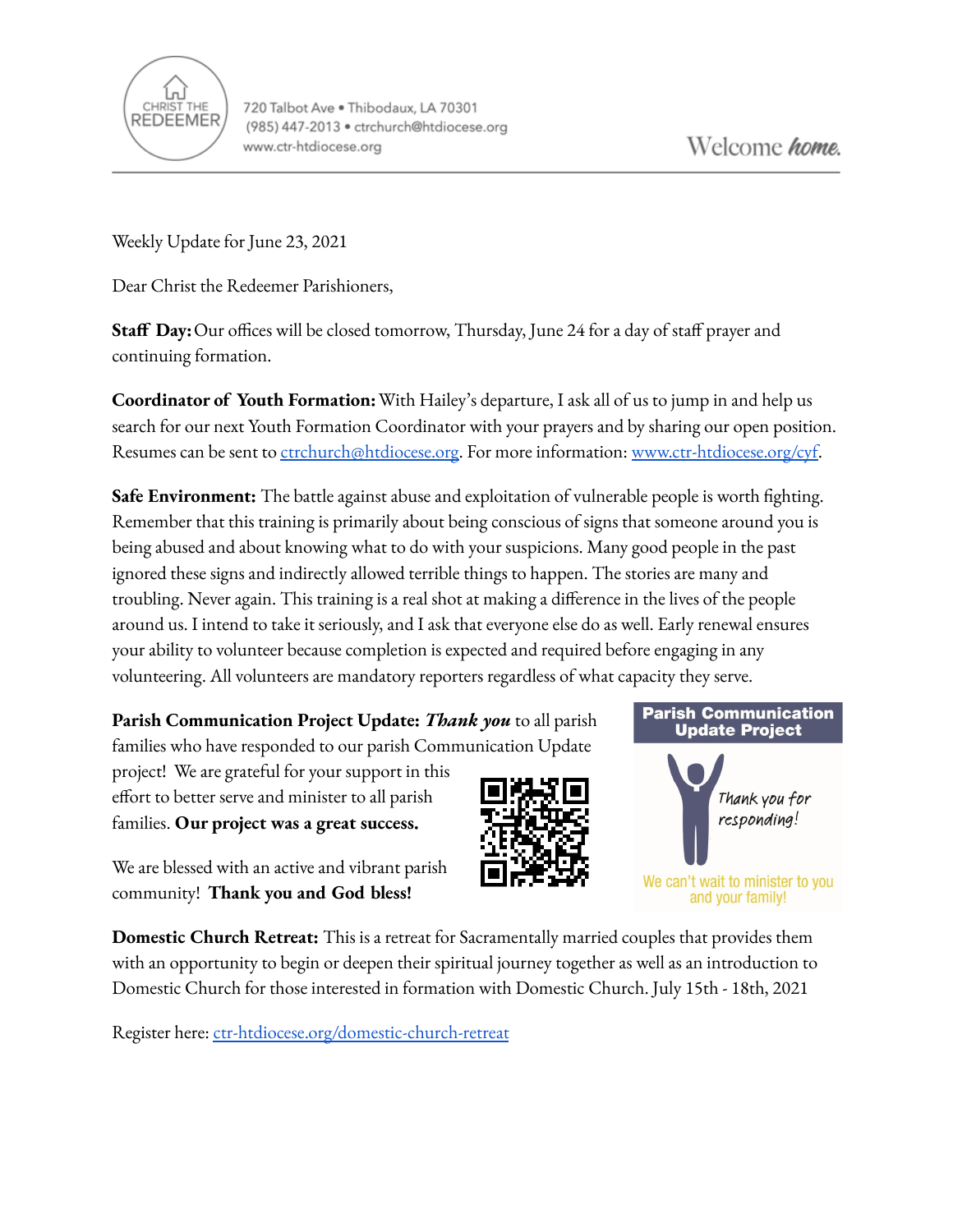CHRIST THE REDEEMER

720 Talbot Ave • Thibodaux, LA 70301
(985) 447-2013 • ctrchurch@htdiocese.org
www.ctr-htdiocese.org

Welcome *home.*

Weekly Update for June 23, 2021

Dear Christ the Redeemer Parishioners,

**Staff Day:** Our offices will be closed tomorrow, Thursday, June 24 for a day of staff prayer and continuing formation.

**Coordinator of Youth Formation:** With Hailey's departure, I ask all of us to jump in and help us search for our next Youth Formation Coordinator with your prayers and by sharing our open position. Resumes can be sent to [ctrchurch@htdiocese.org](mailto:ctrchurch@htdiocese.org). For more information: [www.ctr-htdiocese.org/cyf](http://www.ctr-htdiocese.org/cyf).

**Safe Environment:** The battle against abuse and exploitation of vulnerable people is worth fighting. Remember that this training is primarily about being conscious of signs that someone around you is being abused and about knowing what to do with your suspicions. Many good people in the past ignored these signs and indirectly allowed terrible things to happen. The stories are many and troubling. Never again. This training is a real shot at making a difference in the lives of the people around us. I intend to take it seriously, and I ask that everyone else do as well. Early renewal ensures your ability to volunteer because completion is expected and required before engaging in any volunteering. All volunteers are mandatory reporters regardless of what capacity they serve.

**Parish Communication Project Update:** ***Thank you*** to all parish families who have responded to our parish Communication Update project! We are grateful for your support in this effort to better serve and minister to all parish families. **Our project was a great success.**

We are blessed with an active and vibrant parish community! **Thank you and God bless!**

**Parish Communication Update Project**

*Thank you for responding!*

We can't wait to minister to you and your family!

**Domestic Church Retreat:** This is a retreat for Sacramentally married couples that provides them with an opportunity to begin or deepen their spiritual journey together as well as an introduction to Domestic Church for those interested in formation with Domestic Church. July 15th - 18th, 2021

Register here: [ctr-htdiocese.org/domestic-church-retreat](http://ctr-htdiocese.org/domestic-church-retreat)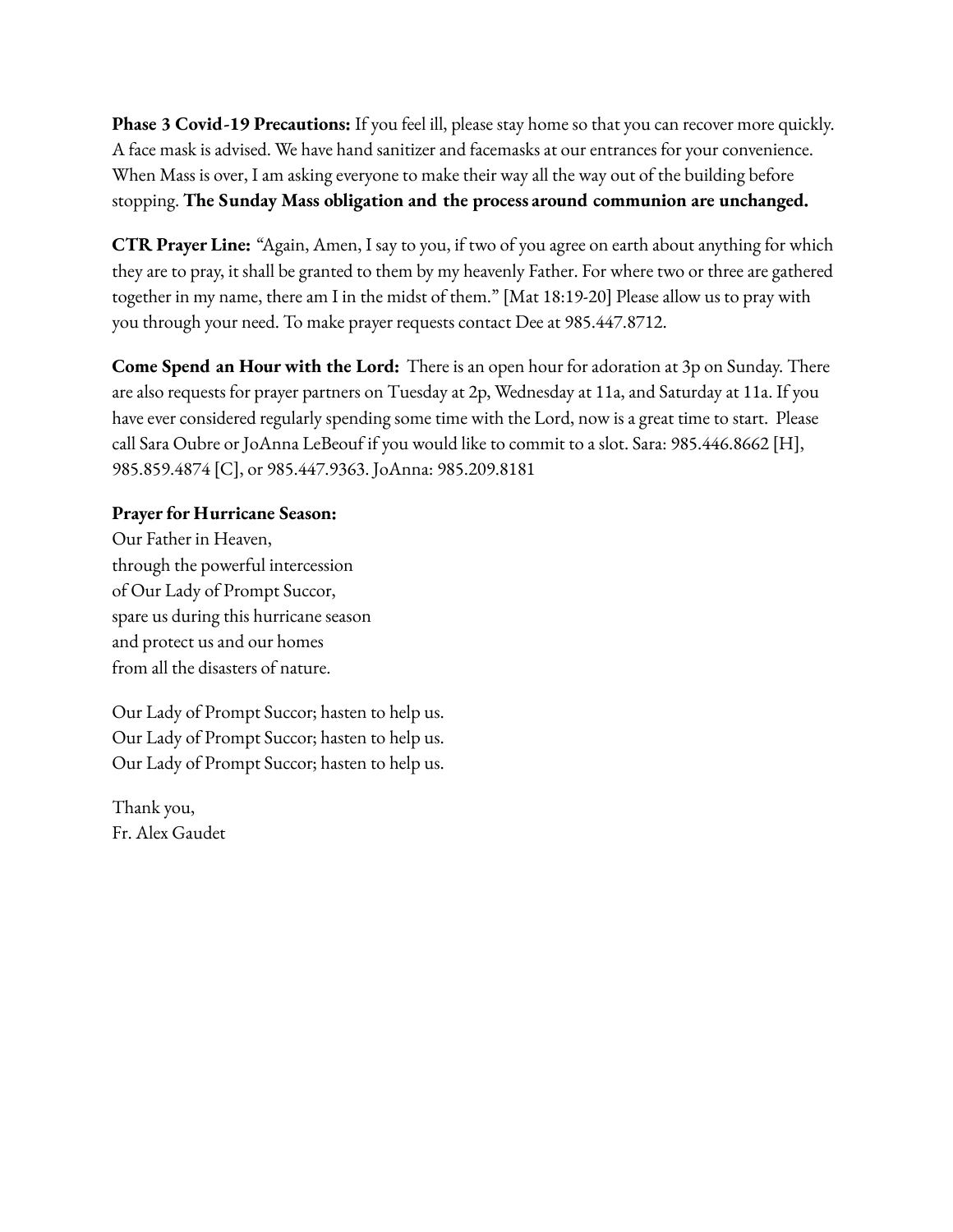**Phase 3 Covid-19 Precautions:** If you feel ill, please stay home so that you can recover more quickly. A face mask is advised. We have hand sanitizer and facemasks at our entrances for your convenience. When Mass is over, I am asking everyone to make their way all the way out of the building before stopping. **The Sunday Mass obligation and the process around communion are unchanged.**

**CTR Prayer Line:** "Again, Amen, I say to you, if two of you agree on earth about anything for which they are to pray, it shall be granted to them by my heavenly Father. For where two or three are gathered together in my name, there am I in the midst of them." [Mat 18:19-20] Please allow us to pray with you through your need. To make prayer requests contact Dee at 985.447.8712.

**Come Spend an Hour with the Lord:** There is an open hour for adoration at 3p on Sunday. There are also requests for prayer partners on Tuesday at 2p, Wednesday at 11a, and Saturday at 11a. If you have ever considered regularly spending some time with the Lord, now is a great time to start. Please call Sara Oubre or JoAnna LeBeouf if you would like to commit to a slot. Sara: 985.446.8662 [H], 985.859.4874 [C], or 985.447.9363. JoAnna: 985.209.8181

**Prayer for Hurricane Season:**
Our Father in Heaven,
through the powerful intercession
of Our Lady of Prompt Succor,
spare us during this hurricane season
and protect us and our homes
from all the disasters of nature.

Our Lady of Prompt Succor; hasten to help us.
Our Lady of Prompt Succor; hasten to help us.
Our Lady of Prompt Succor; hasten to help us.

Thank you,
Fr. Alex Gaudet